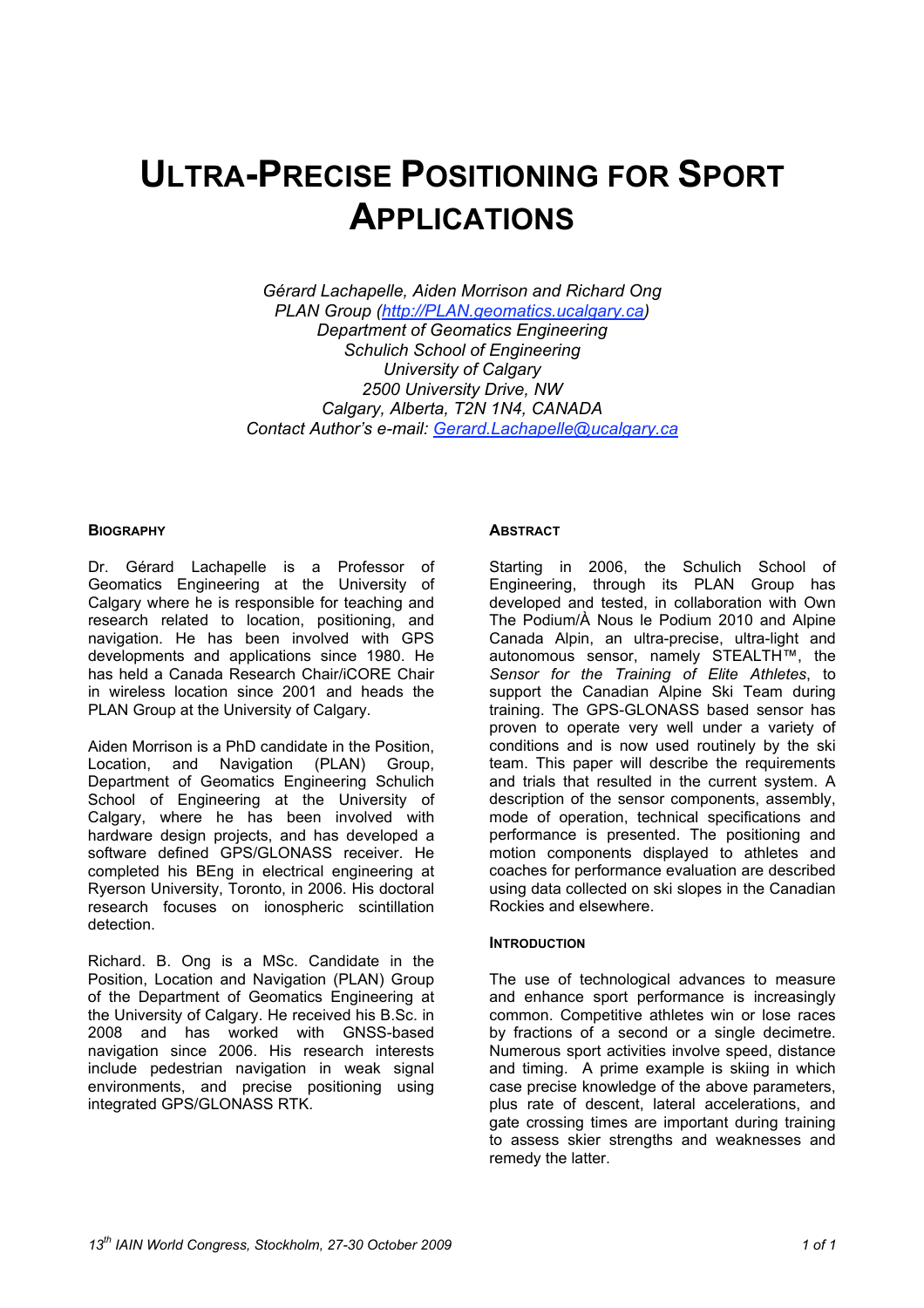# ULTRA-PRECISE POSITIONING FOR SPORT APPLICATIONS

*Gérard Lachapelle, Aiden Morrison and Richard Ong*
*PLAN Group (http://PLAN.geomatics.ucalgary.ca)*
*Department of Geomatics Engineering*
*Schulich School of Engineering*
*University of Calgary*
*2500 University Drive, NW*
*Calgary, Alberta, T2N 1N4, CANADA*
*Contact Author's e-mail: Gerard.Lachapelle@ucalgary.ca*

## BIOGRAPHY

Dr. Gérard Lachapelle is a Professor of Geomatics Engineering at the University of Calgary where he is responsible for teaching and research related to location, positioning, and navigation. He has been involved with GPS developments and applications since 1980. He has held a Canada Research Chair/iCORE Chair in wireless location since 2001 and heads the PLAN Group at the University of Calgary.

Aiden Morrison is a PhD candidate in the Position, Location, and Navigation (PLAN) Group, Department of Geomatics Engineering Schulich School of Engineering at the University of Calgary, where he has been involved with hardware design projects, and has developed a software defined GPS/GLONASS receiver. He completed his BEng in electrical engineering at Ryerson University, Toronto, in 2006. His doctoral research focuses on ionospheric scintillation detection.

Richard. B. Ong is a MSc. Candidate in the Position, Location and Navigation (PLAN) Group of the Department of Geomatics Engineering at the University of Calgary. He received his B.Sc. in 2008 and has worked with GNSS-based navigation since 2006. His research interests include pedestrian navigation in weak signal environments, and precise positioning using integrated GPS/GLONASS RTK.

## ABSTRACT

Starting in 2006, the Schulich School of Engineering, through its PLAN Group has developed and tested, in collaboration with Own The Podium/À Nous le Podium 2010 and Alpine Canada Alpin, an ultra-precise, ultra-light and autonomous sensor, namely STEALTH™, the *Sensor for the Training of Elite Athletes*, to support the Canadian Alpine Ski Team during training. The GPS-GLONASS based sensor has proven to operate very well under a variety of conditions and is now used routinely by the ski team. This paper will describe the requirements and trials that resulted in the current system. A description of the sensor components, assembly, mode of operation, technical specifications and performance is presented. The positioning and motion components displayed to athletes and coaches for performance evaluation are described using data collected on ski slopes in the Canadian Rockies and elsewhere.

## INTRODUCTION

The use of technological advances to measure and enhance sport performance is increasingly common. Competitive athletes win or lose races by fractions of a second or a single decimetre. Numerous sport activities involve speed, distance and timing. A prime example is skiing in which case precise knowledge of the above parameters, plus rate of descent, lateral accelerations, and gate crossing times are important during training to assess skier strengths and weaknesses and remedy the latter.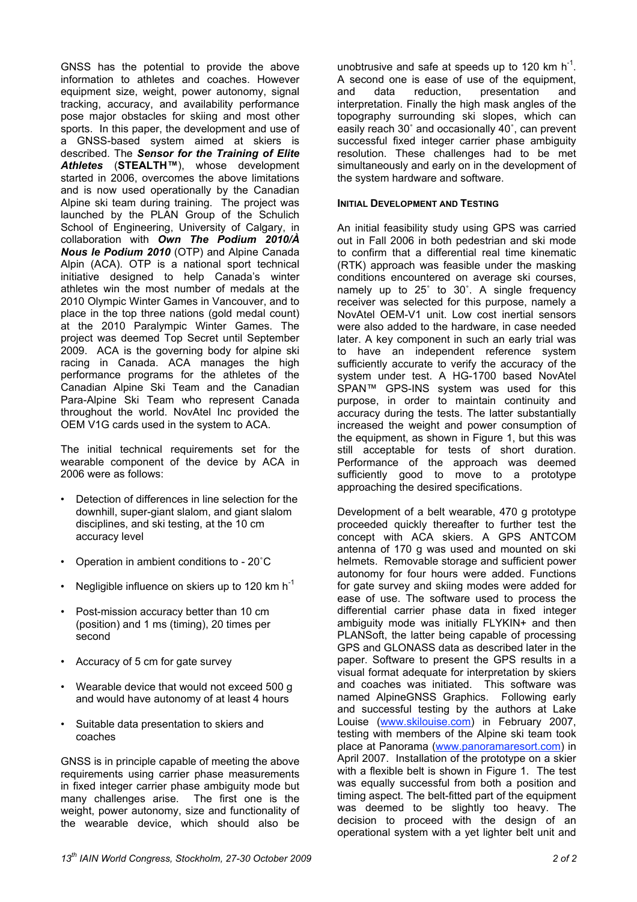GNSS has the potential to provide the above information to athletes and coaches. However equipment size, weight, power autonomy, signal tracking, accuracy, and availability performance pose major obstacles for skiing and most other sports. In this paper, the development and use of a GNSS-based system aimed at skiers is described. The ***Sensor for the Training of Elite Athletes*** (**STEALTH™**), whose development started in 2006, overcomes the above limitations and is now used operationally by the Canadian Alpine ski team during training. The project was launched by the PLAN Group of the Schulich School of Engineering, University of Calgary, in collaboration with ***Own The Podium 2010/À Nous le Podium 2010*** (OTP) and Alpine Canada Alpin (ACA). OTP is a national sport technical initiative designed to help Canada's winter athletes win the most number of medals at the 2010 Olympic Winter Games in Vancouver, and to place in the top three nations (gold medal count) at the 2010 Paralympic Winter Games. The project was deemed Top Secret until September 2009. ACA is the governing body for alpine ski racing in Canada. ACA manages the high performance programs for the athletes of the Canadian Alpine Ski Team and the Canadian Para-Alpine Ski Team who represent Canada throughout the world. NovAtel Inc provided the OEM V1G cards used in the system to ACA.

The initial technical requirements set for the wearable component of the device by ACA in 2006 were as follows:

- Detection of differences in line selection for the downhill, super-giant slalom, and giant slalom disciplines, and ski testing, at the 10 cm accuracy level
- Operation in ambient conditions to - 20˚C
- Negligible influence on skiers up to 120 km $h^{-1}$
- Post-mission accuracy better than 10 cm (position) and 1 ms (timing), 20 times per second
- Accuracy of 5 cm for gate survey
- Wearable device that would not exceed 500 g and would have autonomy of at least 4 hours
- Suitable data presentation to skiers and coaches

GNSS is in principle capable of meeting the above requirements using carrier phase measurements in fixed integer carrier phase ambiguity mode but many challenges arise. The first one is the weight, power autonomy, size and functionality of the wearable device, which should also be unobtrusive and safe at speeds up to 120 km $h^{-1}$. A second one is ease of use of the equipment, and data reduction, presentation and interpretation. Finally the high mask angles of the topography surrounding ski slopes, which can easily reach 30˚ and occasionally 40˚, can prevent successful fixed integer carrier phase ambiguity resolution. These challenges had to be met simultaneously and early on in the development of the system hardware and software.

### Initial Development and Testing

An initial feasibility study using GPS was carried out in Fall 2006 in both pedestrian and ski mode to confirm that a differential real time kinematic (RTK) approach was feasible under the masking conditions encountered on average ski courses, namely up to 25˚ to 30˚. A single frequency receiver was selected for this purpose, namely a NovAtel OEM-V1 unit. Low cost inertial sensors were also added to the hardware, in case needed later. A key component in such an early trial was to have an independent reference system sufficiently accurate to verify the accuracy of the system under test. A HG-1700 based NovAtel SPAN™ GPS-INS system was used for this purpose, in order to maintain continuity and accuracy during the tests. The latter substantially increased the weight and power consumption of the equipment, as shown in Figure 1, but this was still acceptable for tests of short duration. Performance of the approach was deemed sufficiently good to move to a prototype approaching the desired specifications.

Development of a belt wearable, 470 g prototype proceeded quickly thereafter to further test the concept with ACA skiers. A GPS ANTCOM antenna of 170 g was used and mounted on ski helmets. Removable storage and sufficient power autonomy for four hours were added. Functions for gate survey and skiing modes were added for ease of use. The software used to process the differential carrier phase data in fixed integer ambiguity mode was initially FLYKIN+ and then PLANSoft, the latter being capable of processing GPS and GLONASS data as described later in the paper. Software to present the GPS results in a visual format adequate for interpretation by skiers and coaches was initiated. This software was named AlpineGNSS Graphics. Following early and successful testing by the authors at Lake Louise (www.skilouise.com) in February 2007, testing with members of the Alpine ski team took place at Panorama (www.panoramaresort.com) in April 2007. Installation of the prototype on a skier with a flexible belt is shown in Figure 1. The test was equally successful from both a position and timing aspect. The belt-fitted part of the equipment was deemed to be slightly too heavy. The decision to proceed with the design of an operational system with a yet lighter belt unit and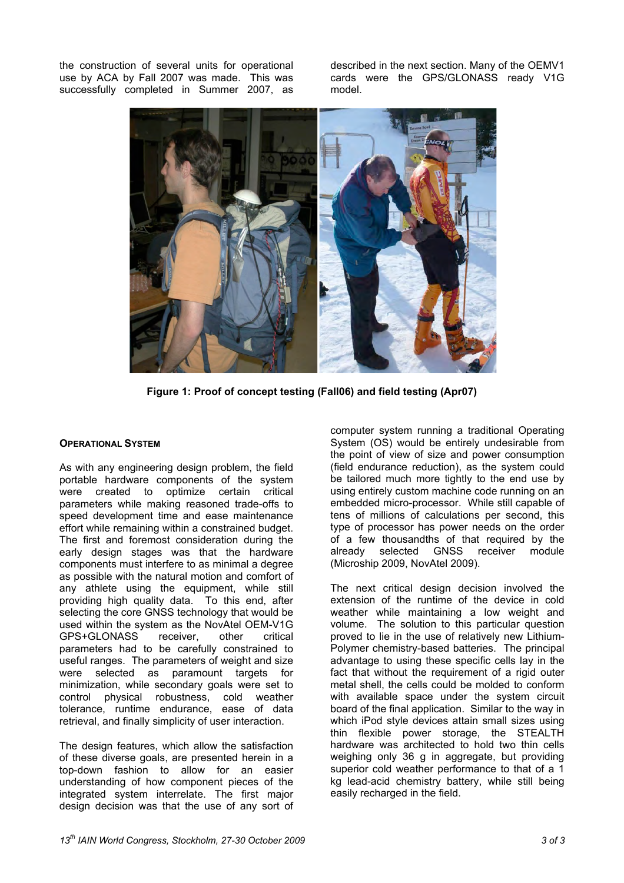the construction of several units for operational use by ACA by Fall 2007 was made. This was successfully completed in Summer 2007, as described in the next section. Many of the OEMV1 cards were the GPS/GLONASS ready V1G model.

**Figure 1: Proof of concept testing (Fall06) and field testing (Apr07)**

### OPERATIONAL SYSTEM

As with any engineering design problem, the field portable hardware components of the system were created to optimize certain critical parameters while making reasoned trade-offs to speed development time and ease maintenance effort while remaining within a constrained budget. The first and foremost consideration during the early design stages was that the hardware components must interfere to as minimal a degree as possible with the natural motion and comfort of any athlete using the equipment, while still providing high quality data. To this end, after selecting the core GNSS technology that would be used within the system as the NovAtel OEM-V1G GPS+GLONASS receiver, other critical parameters had to be carefully constrained to useful ranges. The parameters of weight and size were selected as paramount targets for minimization, while secondary goals were set to control physical robustness, cold weather tolerance, runtime endurance, ease of data retrieval, and finally simplicity of user interaction.

The design features, which allow the satisfaction of these diverse goals, are presented herein in a top-down fashion to allow for an easier understanding of how component pieces of the integrated system interrelate. The first major design decision was that the use of any sort of computer system running a traditional Operating System (OS) would be entirely undesirable from the point of view of size and power consumption (field endurance reduction), as the system could be tailored much more tightly to the end use by using entirely custom machine code running on an embedded micro-processor. While still capable of tens of millions of calculations per second, this type of processor has power needs on the order of a few thousandths of that required by the already selected GNSS receiver module (Microship 2009, NovAtel 2009).

The next critical design decision involved the extension of the runtime of the device in cold weather while maintaining a low weight and volume. The solution to this particular question proved to lie in the use of relatively new Lithium-Polymer chemistry-based batteries. The principal advantage to using these specific cells lay in the fact that without the requirement of a rigid outer metal shell, the cells could be molded to conform with available space under the system circuit board of the final application. Similar to the way in which iPod style devices attain small sizes using thin flexible power storage, the STEALTH hardware was architected to hold two thin cells weighing only 36 g in aggregate, but providing superior cold weather performance to that of a 1 kg lead-acid chemistry battery, while still being easily recharged in the field.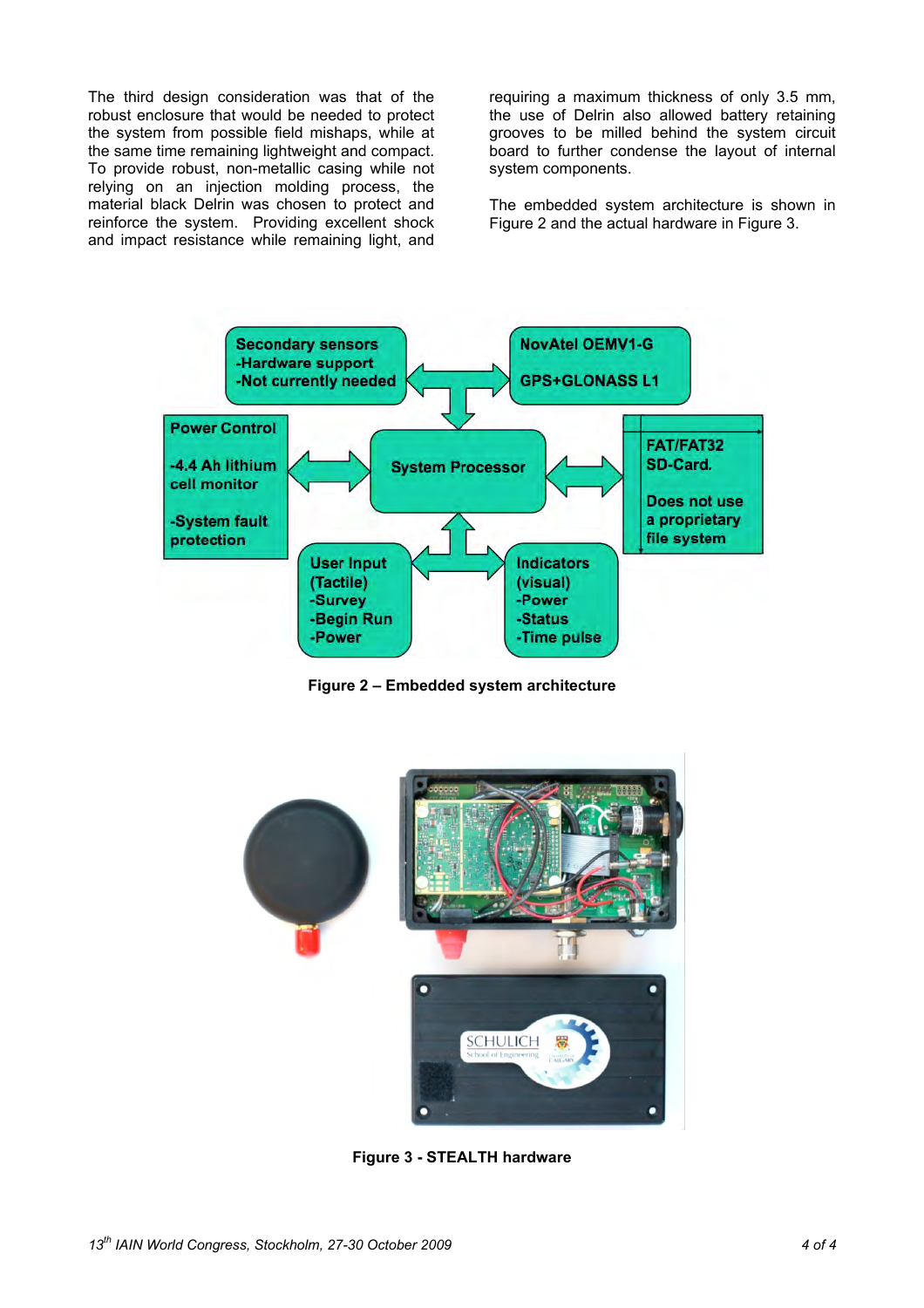The third design consideration was that of the robust enclosure that would be needed to protect the system from possible field mishaps, while at the same time remaining lightweight and compact. To provide robust, non-metallic casing while not relying on an injection molding process, the material black Delrin was chosen to protect and reinforce the system. Providing excellent shock and impact resistance while remaining light, and requiring a maximum thickness of only 3.5 mm, the use of Delrin also allowed battery retaining grooves to be milled behind the system circuit board to further condense the layout of internal system components.

The embedded system architecture is shown in Figure 2 and the actual hardware in Figure 3.

**Figure 2 – Embedded system architecture**

**Figure 3 - STEALTH hardware**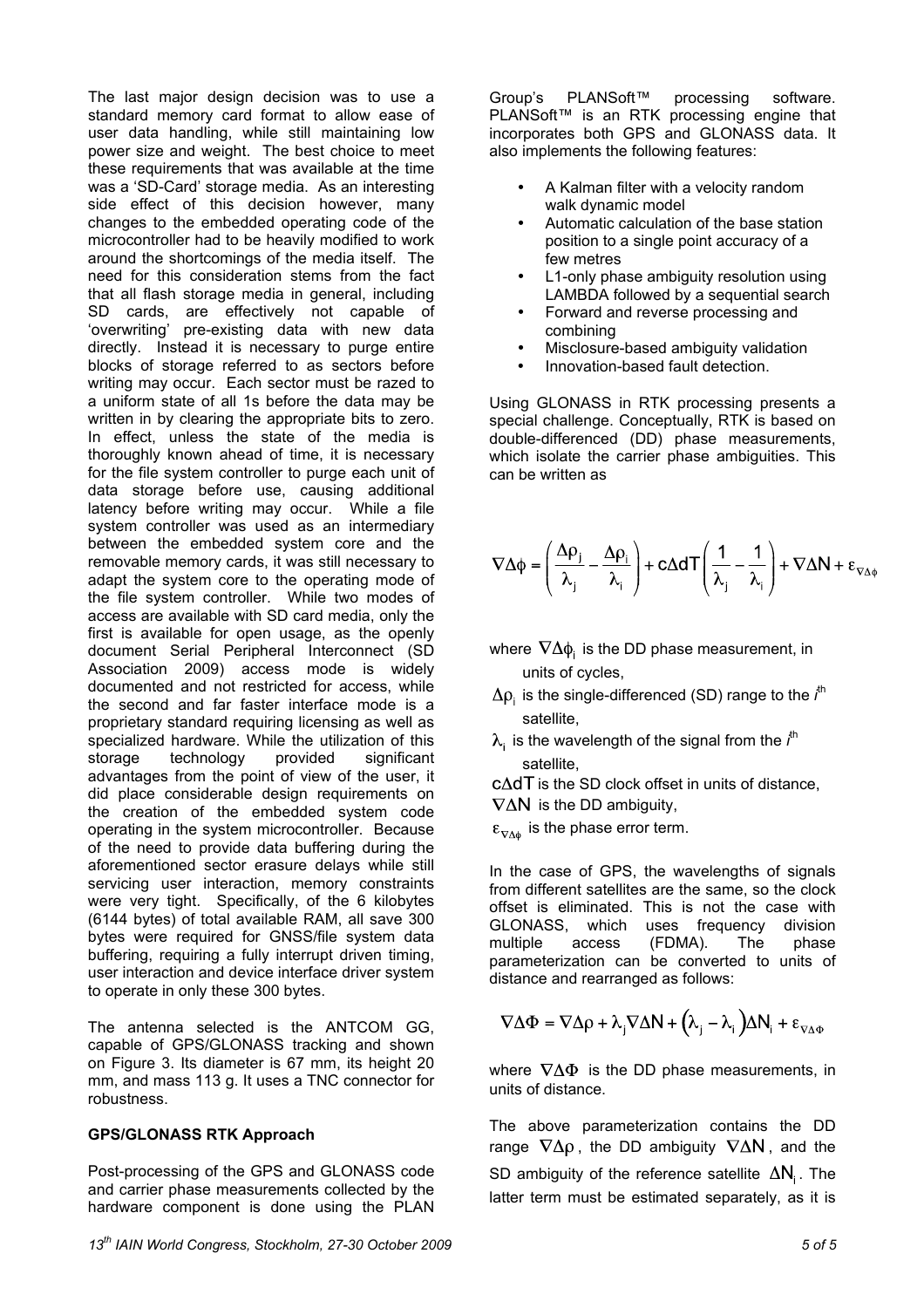The last major design decision was to use a standard memory card format to allow ease of user data handling, while still maintaining low power size and weight. The best choice to meet these requirements that was available at the time was a 'SD-Card' storage media. As an interesting side effect of this decision however, many changes to the embedded operating code of the microcontroller had to be heavily modified to work around the shortcomings of the media itself. The need for this consideration stems from the fact that all flash storage media in general, including SD cards, are effectively not capable of 'overwriting' pre-existing data with new data directly. Instead it is necessary to purge entire blocks of storage referred to as sectors before writing may occur. Each sector must be razed to a uniform state of all 1s before the data may be written in by clearing the appropriate bits to zero. In effect, unless the state of the media is thoroughly known ahead of time, it is necessary for the file system controller to purge each unit of data storage before use, causing additional latency before writing may occur. While a file system controller was used as an intermediary between the embedded system core and the removable memory cards, it was still necessary to adapt the system core to the operating mode of the file system controller. While two modes of access are available with SD card media, only the first is available for open usage, as the openly document Serial Peripheral Interconnect (SD Association 2009) access mode is widely documented and not restricted for access, while the second and far faster interface mode is a proprietary standard requiring licensing as well as specialized hardware. While the utilization of this storage technology provided significant advantages from the point of view of the user, it did place considerable design requirements on the creation of the embedded system code operating in the system microcontroller. Because of the need to provide data buffering during the aforementioned sector erasure delays while still servicing user interaction, memory constraints were very tight. Specifically, of the 6 kilobytes (6144 bytes) of total available RAM, all save 300 bytes were required for GNSS/file system data buffering, requiring a fully interrupt driven timing, user interaction and device interface driver system to operate in only these 300 bytes.

The antenna selected is the ANTCOM GG, capable of GPS/GLONASS tracking and shown on Figure 3. Its diameter is 67 mm, its height 20 mm, and mass 113 g. It uses a TNC connector for robustness.

**GPS/GLONASS RTK Approach**

Post-processing of the GPS and GLONASS code and carrier phase measurements collected by the hardware component is done using the PLAN Group's PLANSoft™ processing software. PLANSoft™ is an RTK processing engine that incorporates both GPS and GLONASS data. It also implements the following features:

- A Kalman filter with a velocity random walk dynamic model
- Automatic calculation of the base station position to a single point accuracy of a few metres
- L1-only phase ambiguity resolution using LAMBDA followed by a sequential search
- Forward and reverse processing and combining
- Misclosure-based ambiguity validation
- Innovation-based fault detection.

Using GLONASS in RTK processing presents a special challenge. Conceptually, RTK is based on double-differenced (DD) phase measurements, which isolate the carrier phase ambiguities. This can be written as

$$\nabla\Delta\phi = \left(\frac{\Delta\rho_j}{\lambda_j} - \frac{\Delta\rho_i}{\lambda_i}\right) + c\Delta dT\left(\frac{1}{\lambda_j} - \frac{1}{\lambda_i}\right) + \nabla\Delta N + \varepsilon_{\nabla\Delta\phi}$$

where $\nabla\Delta\phi_i$ is the DD phase measurement, in units of cycles,

$\Delta\rho_i$ is the single-differenced (SD) range to the $i^{th}$ satellite,

$\lambda_i$ is the wavelength of the signal from the $i^{th}$ satellite,

$c\Delta dT$ is the SD clock offset in units of distance,

$\nabla\Delta N$ is the DD ambiguity,

$\varepsilon_{\nabla\Delta\phi}$ is the phase error term.

In the case of GPS, the wavelengths of signals from different satellites are the same, so the clock offset is eliminated. This is not the case with GLONASS, which uses frequency division multiple access (FDMA). The phase parameterization can be converted to units of distance and rearranged as follows:

$$\nabla\Delta\Phi = \nabla\Delta\rho + \lambda_j\nabla\Delta N + \left(\lambda_j - \lambda_i\right)\Delta N_i + \varepsilon_{\nabla\Delta\Phi}$$

where $\nabla\Delta\Phi$ is the DD phase measurements, in units of distance.

The above parameterization contains the DD range $\nabla\Delta\rho$, the DD ambiguity $\nabla\Delta N$, and the SD ambiguity of the reference satellite $\Delta N_i$. The latter term must be estimated separately, as it is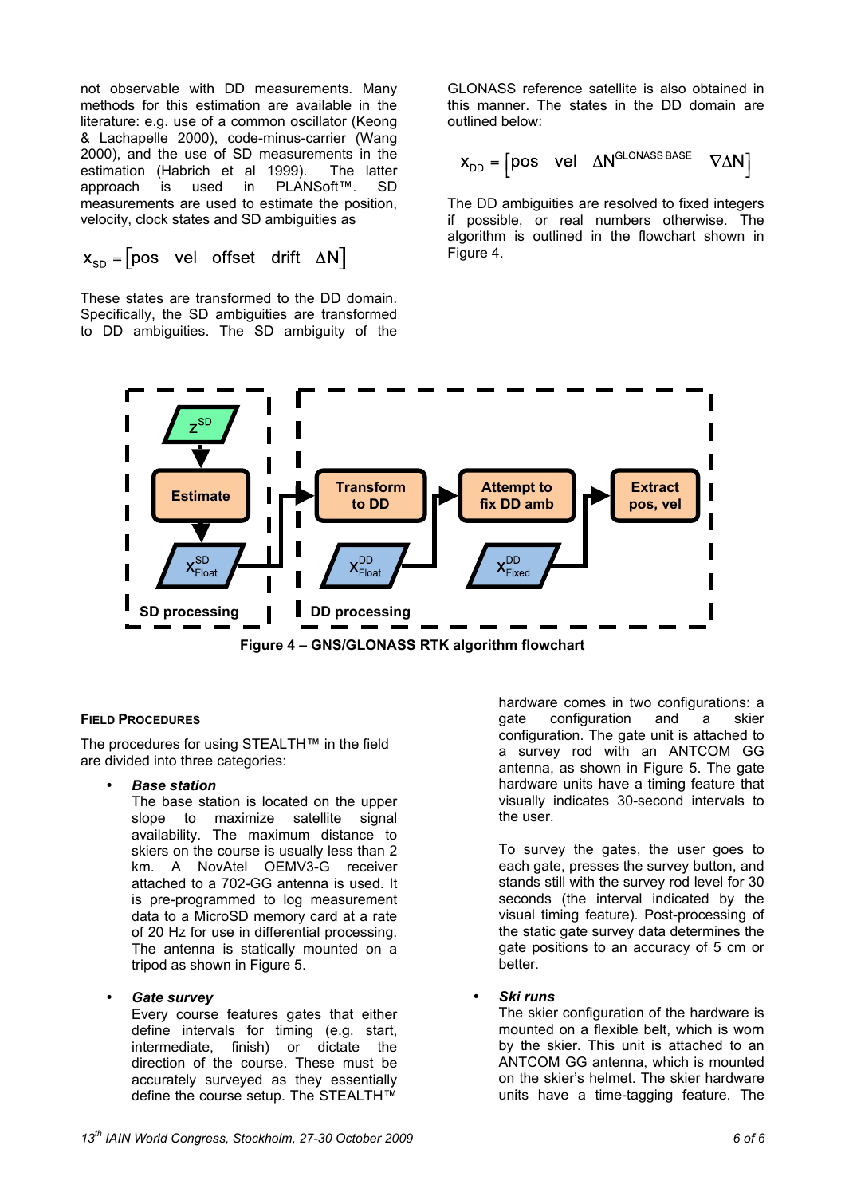not observable with DD measurements. Many methods for this estimation are available in the literature: e.g. use of a common oscillator (Keong & Lachapelle 2000), code-minus-carrier (Wang 2000), and the use of SD measurements in the estimation (Habrich et al 1999). The latter approach is used in PLANSoft™. SD measurements are used to estimate the position, velocity, clock states and SD ambiguities as

$$x_{SD} = \begin{bmatrix} pos & vel & offset & drift & \Delta N \end{bmatrix}$$

These states are transformed to the DD domain. Specifically, the SD ambiguities are transformed to DD ambiguities. The SD ambiguity of the GLONASS reference satellite is also obtained in this manner. The states in the DD domain are outlined below:

$$x_{DD} = \begin{bmatrix} pos & vel & \Delta N^{GLONASS\ BASE} & \nabla\Delta N \end{bmatrix}$$

The DD ambiguities are resolved to fixed integers if possible, or real numbers otherwise. The algorithm is outlined in the flowchart shown in Figure 4.

**Figure 4 – GNS/GLONASS RTK algorithm flowchart**

### FIELD PROCEDURES

The procedures for using STEALTH™ in the field are divided into three categories:

- ***Base station***
  The base station is located on the upper slope to maximize satellite signal availability. The maximum distance to skiers on the course is usually less than 2 km. A NovAtel OEMV3-G receiver attached to a 702-GG antenna is used. It is pre-programmed to log measurement data to a MicroSD memory card at a rate of 20 Hz for use in differential processing. The antenna is statically mounted on a tripod as shown in Figure 5.

- ***Gate survey***
  Every course features gates that either define intervals for timing (e.g. start, intermediate, finish) or dictate the direction of the course. These must be accurately surveyed as they essentially define the course setup. The STEALTH™ hardware comes in two configurations: a gate configuration and a skier configuration. The gate unit is attached to a survey rod with an ANTCOM GG antenna, as shown in Figure 5. The gate hardware units have a timing feature that visually indicates 30-second intervals to the user.

  To survey the gates, the user goes to each gate, presses the survey button, and stands still with the survey rod level for 30 seconds (the interval indicated by the visual timing feature). Post-processing of the static gate survey data determines the gate positions to an accuracy of 5 cm or better.

- ***Ski runs***
  The skier configuration of the hardware is mounted on a flexible belt, which is worn by the skier. This unit is attached to an ANTCOM GG antenna, which is mounted on the skier's helmet. The skier hardware units have a time-tagging feature. The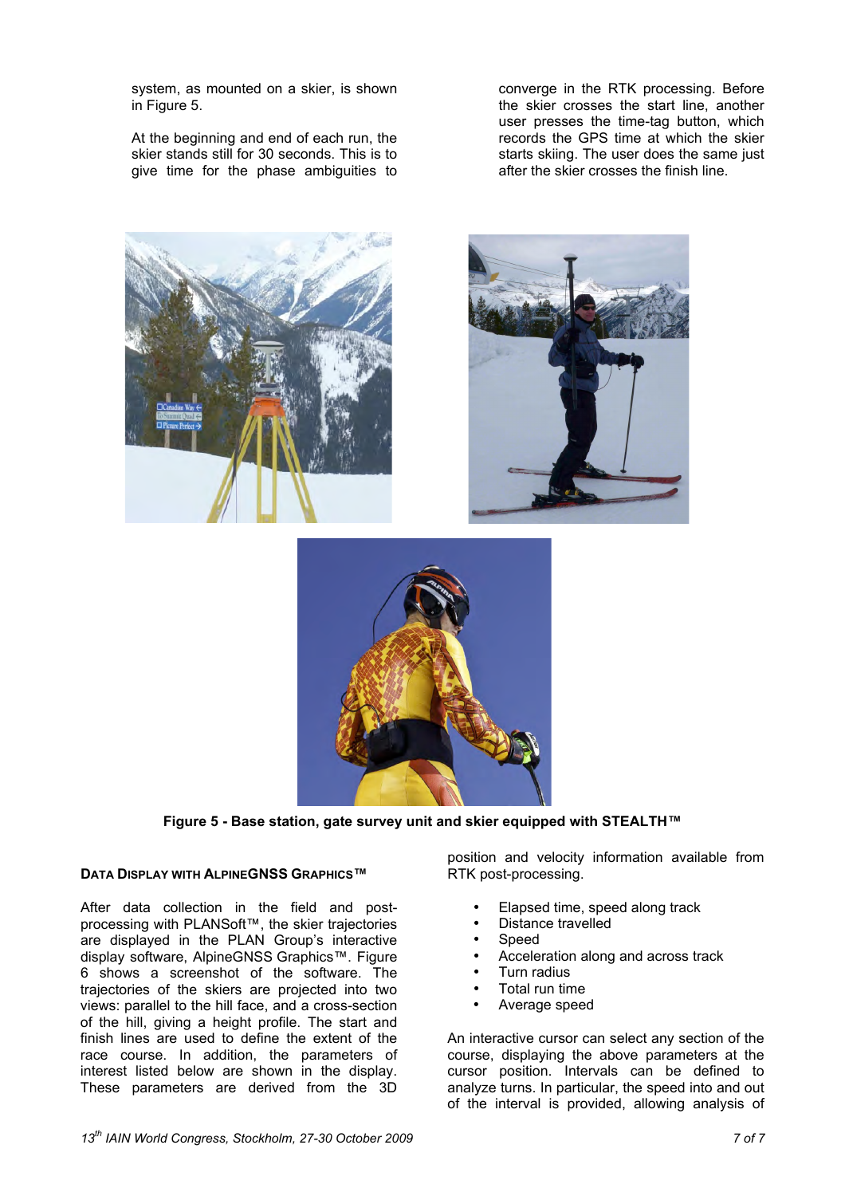system, as mounted on a skier, is shown in Figure 5.

At the beginning and end of each run, the skier stands still for 30 seconds. This is to give time for the phase ambiguities to converge in the RTK processing. Before the skier crosses the start line, another user presses the time-tag button, which records the GPS time at which the skier starts skiing. The user does the same just after the skier crosses the finish line.

**Figure 5 - Base station, gate survey unit and skier equipped with STEALTH™**

### DATA DISPLAY WITH ALPINEGNSS GRAPHICS™

After data collection in the field and post-processing with PLANSoft™, the skier trajectories are displayed in the PLAN Group's interactive display software, AlpineGNSS Graphics™. Figure 6 shows a screenshot of the software. The trajectories of the skiers are projected into two views: parallel to the hill face, and a cross-section of the hill, giving a height profile. The start and finish lines are used to define the extent of the race course. In addition, the parameters of interest listed below are shown in the display. These parameters are derived from the 3D position and velocity information available from RTK post-processing.

- Elapsed time, speed along track
- Distance travelled
- Speed
- Acceleration along and across track
- Turn radius
- Total run time
- Average speed

An interactive cursor can select any section of the course, displaying the above parameters at the cursor position. Intervals can be defined to analyze turns. In particular, the speed into and out of the interval is provided, allowing analysis of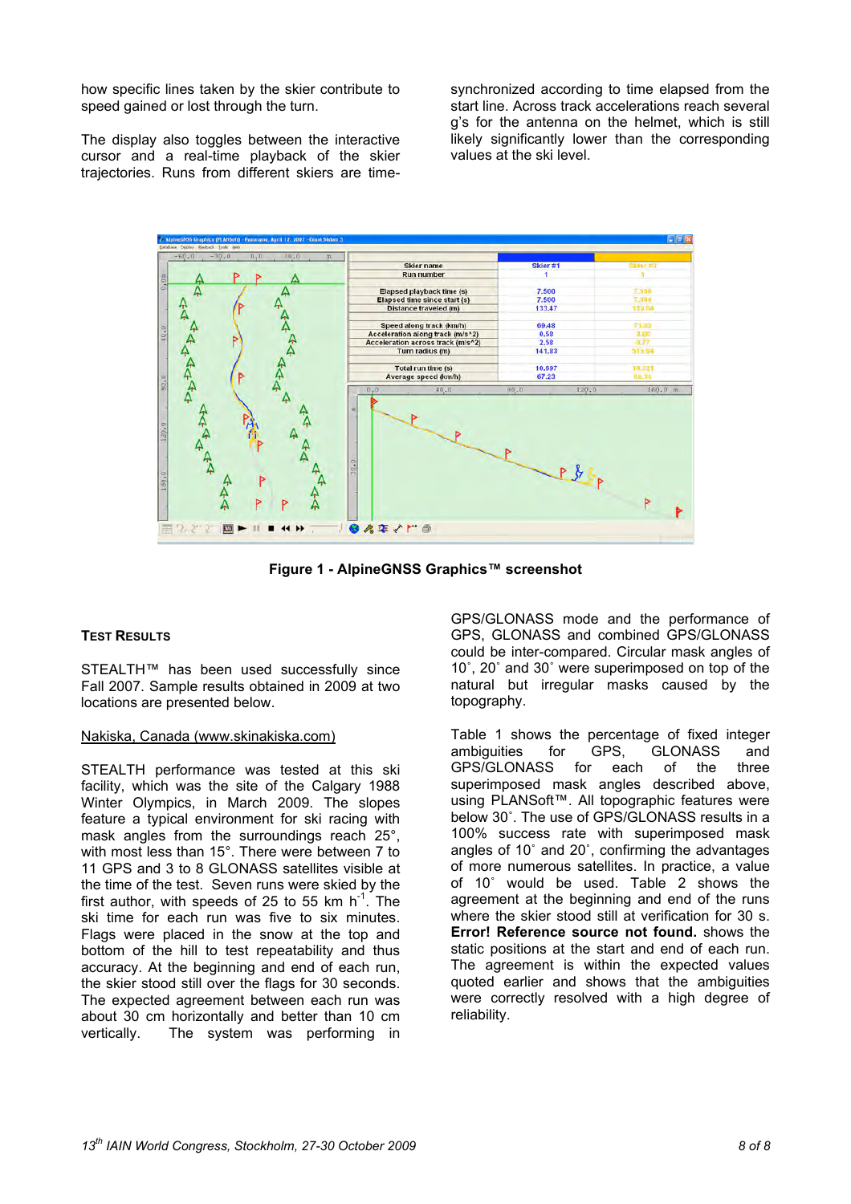how specific lines taken by the skier contribute to speed gained or lost through the turn.

The display also toggles between the interactive cursor and a real-time playback of the skier trajectories. Runs from different skiers are time-synchronized according to time elapsed from the start line. Across track accelerations reach several g's for the antenna on the helmet, which is still likely significantly lower than the corresponding values at the ski level.

**Figure 1 - AlpineGNSS Graphics™ screenshot**

### TEST RESULTS

STEALTH™ has been used successfully since Fall 2007. Sample results obtained in 2009 at two locations are presented below.

Nakiska, Canada (www.skinakiska.com)

STEALTH performance was tested at this ski facility, which was the site of the Calgary 1988 Winter Olympics, in March 2009. The slopes feature a typical environment for ski racing with mask angles from the surroundings reach 25°, with most less than 15°. There were between 7 to 11 GPS and 3 to 8 GLONASS satellites visible at the time of the test. Seven runs were skied by the first author, with speeds of 25 to 55 km $h^{-1}$. The ski time for each run was five to six minutes. Flags were placed in the snow at the top and bottom of the hill to test repeatability and thus accuracy. At the beginning and end of each run, the skier stood still over the flags for 30 seconds. The expected agreement between each run was about 30 cm horizontally and better than 10 cm vertically. The system was performing in GPS/GLONASS mode and the performance of GPS, GLONASS and combined GPS/GLONASS could be inter-compared. Circular mask angles of 10˚, 20˚ and 30˚ were superimposed on top of the natural but irregular masks caused by the topography.

Table 1 shows the percentage of fixed integer ambiguities for GPS, GLONASS and GPS/GLONASS for each of the three superimposed mask angles described above, using PLANSoft™. All topographic features were below 30˚. The use of GPS/GLONASS results in a 100% success rate with superimposed mask angles of 10˚ and 20˚, confirming the advantages of more numerous satellites. In practice, a value of 10˚ would be used. Table 2 shows the agreement at the beginning and end of the runs where the skier stood still at verification for 30 s. **Error! Reference source not found.** shows the static positions at the start and end of each run. The agreement is within the expected values quoted earlier and shows that the ambiguities were correctly resolved with a high degree of reliability.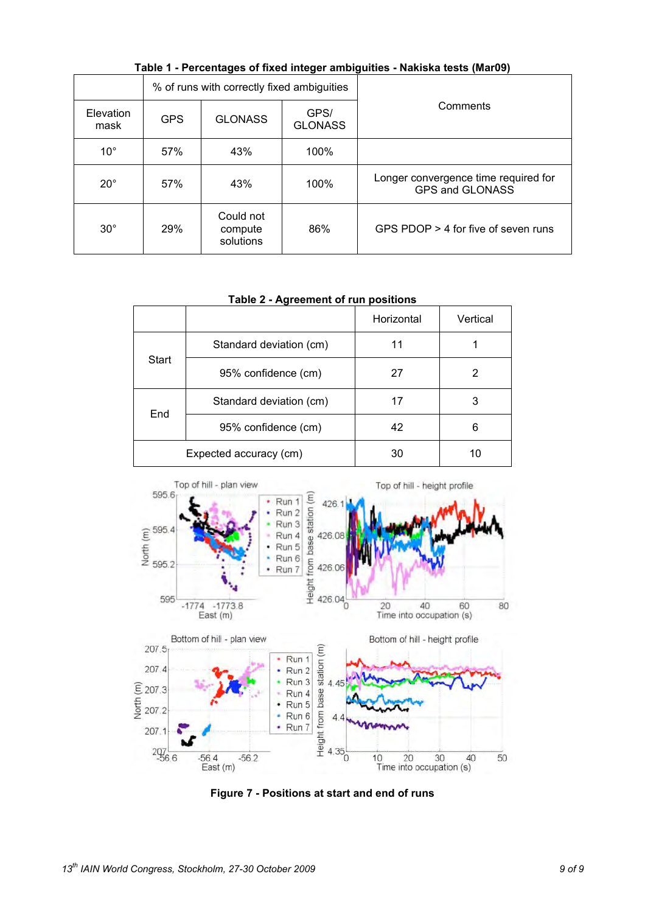**Table 1 - Percentages of fixed integer ambiguities - Nakiska tests (Mar09)**

| | % of runs with correctly fixed ambiguities | | | Comments |
|---|---|---|---|---|
| Elevation mask | GPS | GLONASS | GPS/ GLONASS | |
| 10° | 57% | 43% | 100% | |
| 20° | 57% | 43% | 100% | Longer convergence time required for GPS and GLONASS |
| 30° | 29% | Could not compute solutions | 86% | GPS PDOP > 4 for five of seven runs |

**Table 2 - Agreement of run positions**

| | | Horizontal | Vertical |
|---|---|---|---|
| Start | Standard deviation (cm) | 11 | 1 |
| | 95% confidence (cm) | 27 | 2 |
| End | Standard deviation (cm) | 17 | 3 |
| | 95% confidence (cm) | 42 | 6 |
| Expected accuracy (cm) | | 30 | 10 |

**Figure 7 - Positions at start and end of runs**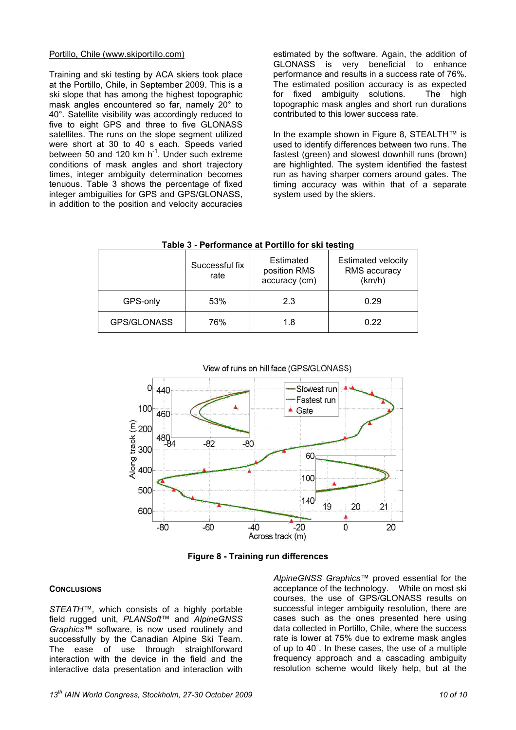Portillo, Chile (www.skiportillo.com)

Training and ski testing by ACA skiers took place at the Portillo, Chile, in September 2009. This is a ski slope that has among the highest topographic mask angles encountered so far, namely 20° to 40°. Satellite visibility was accordingly reduced to five to eight GPS and three to five GLONASS satellites. The runs on the slope segment utilized were short at 30 to 40 s each. Speeds varied between 50 and 120 km $h^{-1}$. Under such extreme conditions of mask angles and short trajectory times, integer ambiguity determination becomes tenuous. Table 3 shows the percentage of fixed integer ambiguities for GPS and GPS/GLONASS, in addition to the position and velocity accuracies estimated by the software. Again, the addition of GLONASS is very beneficial to enhance performance and results in a success rate of 76%. The estimated position accuracy is as expected for fixed ambiguity solutions. The high topographic mask angles and short run durations contributed to this lower success rate.

In the example shown in Figure 8, STEALTH™ is used to identify differences between two runs. The fastest (green) and slowest downhill runs (brown) are highlighted. The system identified the fastest run as having sharper corners around gates. The timing accuracy was within that of a separate system used by the skiers.

**Table 3 - Performance at Portillo for ski testing**

| | Successful fix rate | Estimated position RMS accuracy (cm) | Estimated velocity RMS accuracy (km/h) |
|---|---|---|---|
| GPS-only | 53% | 2.3 | 0.29 |
| GPS/GLONASS | 76% | 1.8 | 0.22 |

**Figure 8 - Training run differences**

## Conclusions

*STEATH™*, which consists of a highly portable field rugged unit, *PLANSoft™* and *AlpineGNSS Graphics™* software, is now used routinely and successfully by the Canadian Alpine Ski Team. The ease of use through straightforward interaction with the device in the field and the interactive data presentation and interaction with *AlpineGNSS Graphics™* proved essential for the acceptance of the technology. While on most ski courses, the use of GPS/GLONASS results on successful integer ambiguity resolution, there are cases such as the ones presented here using data collected in Portillo, Chile, where the success rate is lower at 75% due to extreme mask angles of up to 40°. In these cases, the use of a multiple frequency approach and a cascading ambiguity resolution scheme would likely help, but at the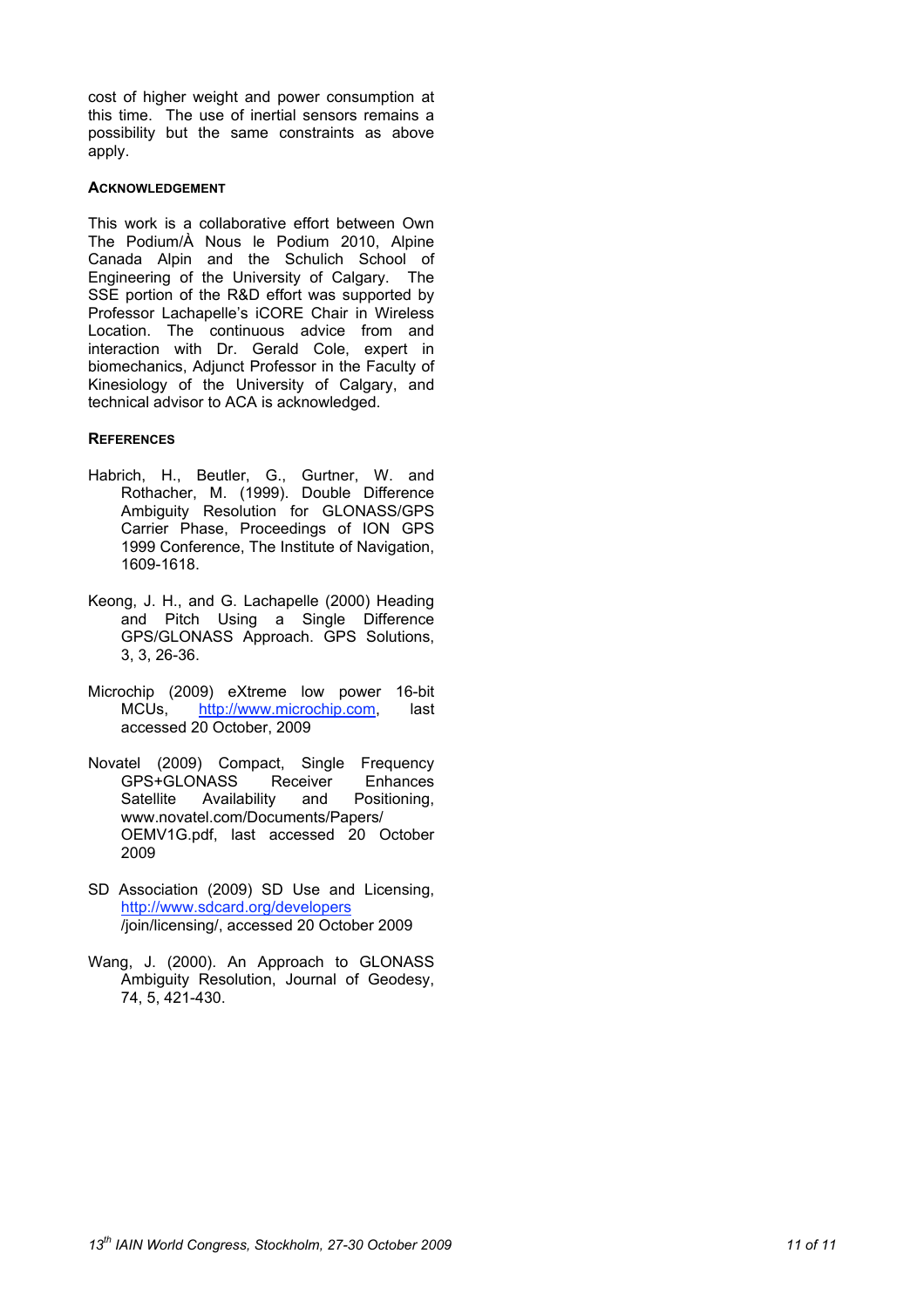cost of higher weight and power consumption at this time. The use of inertial sensors remains a possibility but the same constraints as above apply.

## ACKNOWLEDGEMENT

This work is a collaborative effort between Own The Podium/À Nous le Podium 2010, Alpine Canada Alpin and the Schulich School of Engineering of the University of Calgary. The SSE portion of the R&D effort was supported by Professor Lachapelle's iCORE Chair in Wireless Location. The continuous advice from and interaction with Dr. Gerald Cole, expert in biomechanics, Adjunct Professor in the Faculty of Kinesiology of the University of Calgary, and technical advisor to ACA is acknowledged.

## REFERENCES

Habrich, H., Beutler, G., Gurtner, W. and Rothacher, M. (1999). Double Difference Ambiguity Resolution for GLONASS/GPS Carrier Phase, Proceedings of ION GPS 1999 Conference, The Institute of Navigation, 1609-1618.

Keong, J. H., and G. Lachapelle (2000) Heading and Pitch Using a Single Difference GPS/GLONASS Approach. GPS Solutions, 3, 3, 26-36.

Microchip (2009) eXtreme low power 16-bit MCUs, http://www.microchip.com, last accessed 20 October, 2009

Novatel (2009) Compact, Single Frequency GPS+GLONASS Receiver Enhances Satellite Availability and Positioning, www.novatel.com/Documents/Papers/ OEMV1G.pdf, last accessed 20 October 2009

SD Association (2009) SD Use and Licensing, http://www.sdcard.org/developers /join/licensing/, accessed 20 October 2009

Wang, J. (2000). An Approach to GLONASS Ambiguity Resolution, Journal of Geodesy, 74, 5, 421-430.